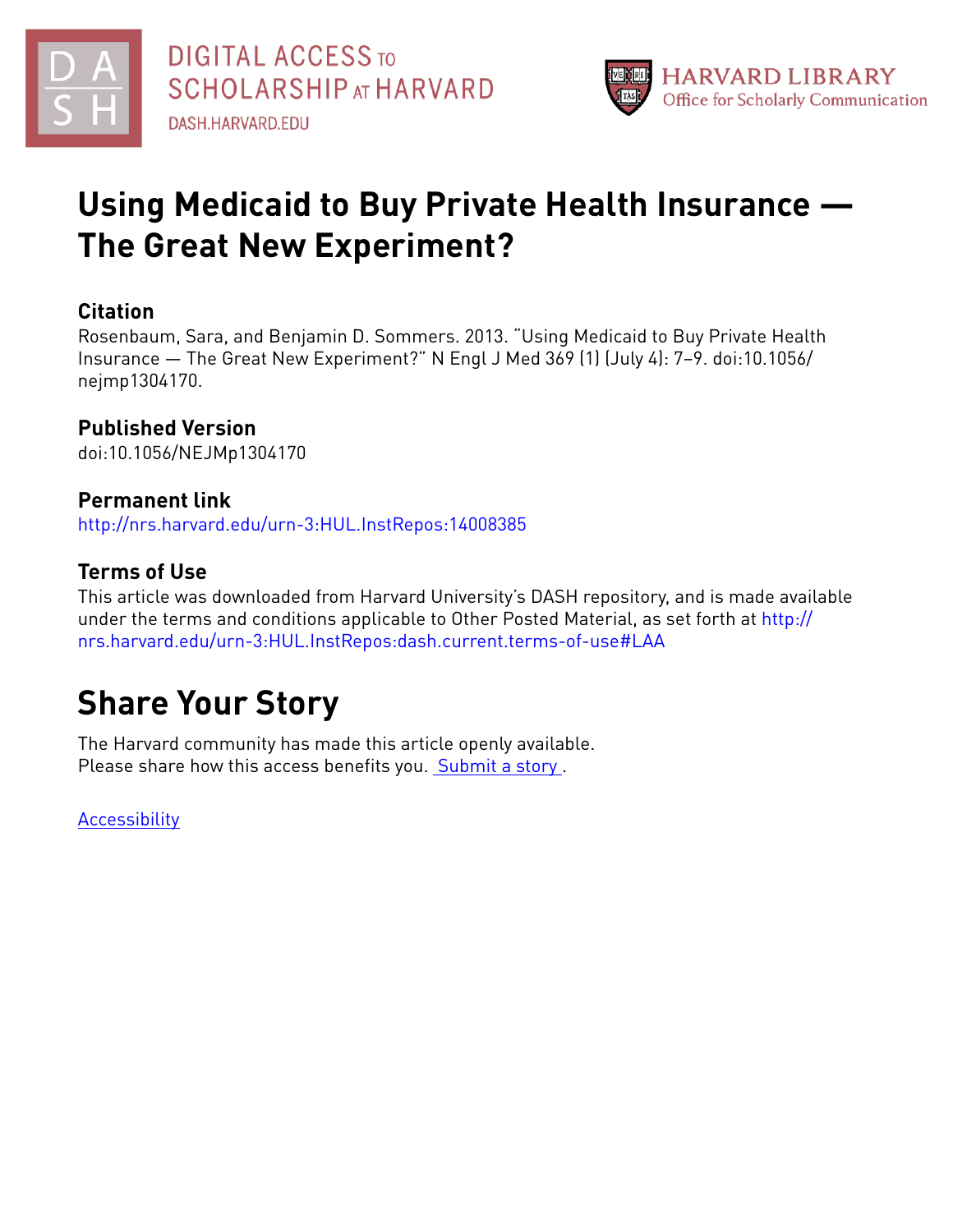DIGITAL ACCESS TO SCHOLARSHIP AT HARVARD

DASH.HARVARD.EDU

HARVARD LIBRARY
Office for Scholarly Communication

# Using Medicaid to Buy Private Health Insurance — The Great New Experiment?

## Citation

Rosenbaum, Sara, and Benjamin D. Sommers. 2013. "Using Medicaid to Buy Private Health Insurance — The Great New Experiment?" N Engl J Med 369 (1) (July 4): 7–9. doi:10.1056/nejmp1304170.

## Published Version

doi:10.1056/NEJMp1304170

## Permanent link

http://nrs.harvard.edu/urn-3:HUL.InstRepos:14008385

## Terms of Use

This article was downloaded from Harvard University's DASH repository, and is made available under the terms and conditions applicable to Other Posted Material, as set forth at http://nrs.harvard.edu/urn-3:HUL.InstRepos:dash.current.terms-of-use#LAA

# Share Your Story

The Harvard community has made this article openly available.
Please share how this access benefits you. Submit a story .

Accessibility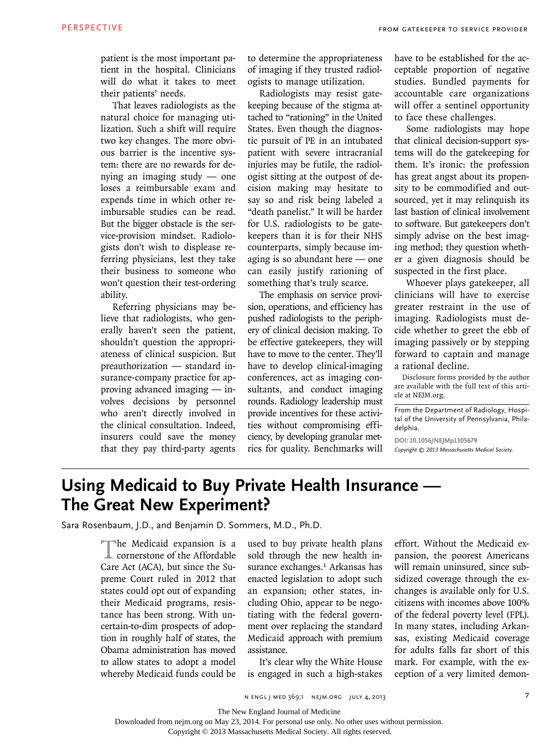patient is the most important patient in the hospital. Clinicians will do what it takes to meet their patients' needs.

That leaves radiologists as the natural choice for managing utilization. Such a shift will require two key changes. The more obvious barrier is the incentive system: there are no rewards for denying an imaging study — one loses a reimbursable exam and expends time in which other reimbursable studies can be read. But the bigger obstacle is the service-provision mindset. Radiologists don't wish to displease referring physicians, lest they take their business to someone who won't question their test-ordering ability.

Referring physicians may believe that radiologists, who generally haven't seen the patient, shouldn't question the appropriateness of clinical suspicion. But preauthorization — standard insurance-company practice for approving advanced imaging — involves decisions by personnel who aren't directly involved in the clinical consultation. Indeed, insurers could save the money that they pay third-party agents to determine the appropriateness of imaging if they trusted radiologists to manage utilization.

Radiologists may resist gatekeeping because of the stigma attached to "rationing" in the United States. Even though the diagnostic pursuit of PE in an intubated patient with severe intracranial injuries may be futile, the radiologist sitting at the outpost of decision making may hesitate to say so and risk being labeled a "death panelist." It will be harder for U.S. radiologists to be gatekeepers than it is for their NHS counterparts, simply because imaging is so abundant here — one can easily justify rationing of something that's truly scarce.

The emphasis on service provision, operations, and efficiency has pushed radiologists to the periphery of clinical decision making. To be effective gatekeepers, they will have to move to the center. They'll have to develop clinical-imaging conferences, act as imaging consultants, and conduct imaging rounds. Radiology leadership must provide incentives for these activities without compromising efficiency, by developing granular metrics for quality. Benchmarks will have to be established for the acceptable proportion of negative studies. Bundled payments for accountable care organizations will offer a sentinel opportunity to face these challenges.

Some radiologists may hope that clinical decision-support systems will do the gatekeeping for them. It's ironic: the profession has great angst about its propensity to be commodified and outsourced, yet it may relinquish its last bastion of clinical involvement to software. But gatekeepers don't simply advise on the best imaging method; they question whether a given diagnosis should be suspected in the first place.

Whoever plays gatekeeper, all clinicians will have to exercise greater restraint in the use of imaging. Radiologists must decide whether to greet the ebb of imaging passively or by stepping forward to captain and manage a rational decline.

Disclosure forms provided by the author are available with the full text of this article at NEJM.org.

From the Department of Radiology, Hospital of the University of Pennsylvania, Philadelphia.

DOI: 10.1056/NEJMp1305679

*Copyright © 2013 Massachusetts Medical Society.*

# Using Medicaid to Buy Private Health Insurance — The Great New Experiment?

Sara Rosenbaum, J.D., and Benjamin D. Sommers, M.D., Ph.D.

The Medicaid expansion is a cornerstone of the Affordable Care Act (ACA), but since the Supreme Court ruled in 2012 that states could opt out of expanding their Medicaid programs, resistance has been strong. With uncertain-to-dim prospects of adoption in roughly half of states, the Obama administration has moved to allow states to adopt a model whereby Medicaid funds could be used to buy private health plans sold through the new health insurance exchanges.[1] Arkansas has enacted legislation to adopt such an expansion; other states, including Ohio, appear to be negotiating with the federal government over replacing the standard Medicaid approach with premium assistance.

It's clear why the White House is engaged in such a high-stakes effort. Without the Medicaid expansion, the poorest Americans will remain uninsured, since subsidized coverage through the exchanges is available only for U.S. citizens with incomes above 100% of the federal poverty level (FPL). In many states, including Arkansas, existing Medicaid coverage for adults falls far short of this mark. For example, with the exception of a very limited demon-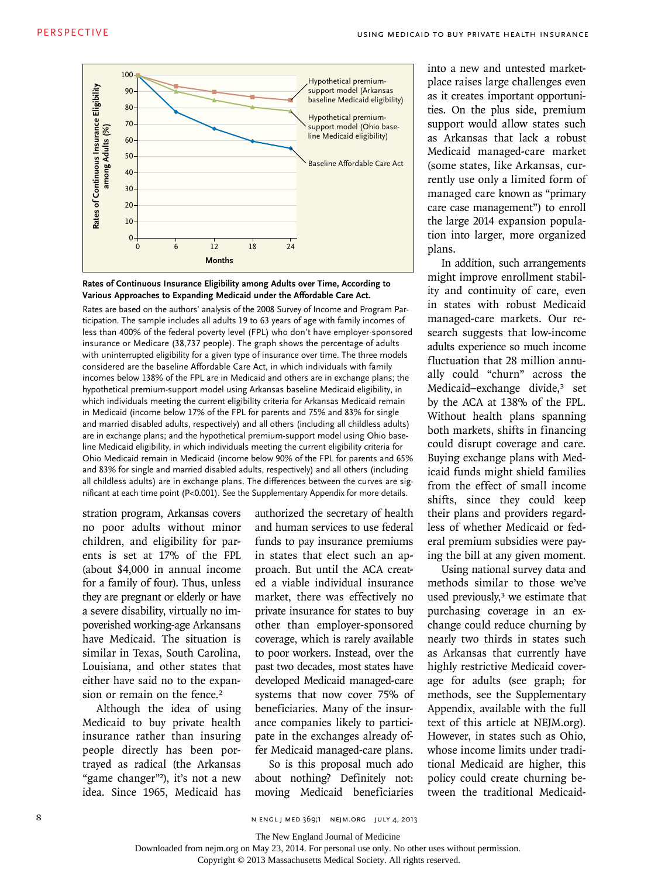100
90
80
70
60
50
40
30
20
10
0

Rates of Continuous Insurance Eligibility among Adults (%)

0
6
12
18
24

Months

Hypothetical premium-support model (Arkansas baseline Medicaid eligibility)

Hypothetical premium-support model (Ohio baseline Medicaid eligibility)

Baseline Affordable Care Act

**Rates of Continuous Insurance Eligibility among Adults over Time, According to Various Approaches to Expanding Medicaid under the Affordable Care Act.**

Rates are based on the authors' analysis of the 2008 Survey of Income and Program Participation. The sample includes all adults 19 to 63 years of age with family incomes of less than 400% of the federal poverty level (FPL) who don't have employer-sponsored insurance or Medicare (38,737 people). The graph shows the percentage of adults with uninterrupted eligibility for a given type of insurance over time. The three models considered are the baseline Affordable Care Act, in which individuals with family incomes below 138% of the FPL are in Medicaid and others are in exchange plans; the hypothetical premium-support model using Arkansas baseline Medicaid eligibility, in which individuals meeting the current eligibility criteria for Arkansas Medicaid remain in Medicaid (income below 17% of the FPL for parents and 75% and 83% for single and married disabled adults, respectively) and all others (including all childless adults) are in exchange plans; and the hypothetical premium-support model using Ohio baseline Medicaid eligibility, in which individuals meeting the current eligibility criteria for Ohio Medicaid remain in Medicaid (income below 90% of the FPL for parents and 65% and 83% for single and married disabled adults, respectively) and all others (including all childless adults) are in exchange plans. The differences between the curves are significant at each time point ($P<0.001$). See the Supplementary Appendix for more details.

stration program, Arkansas covers no poor adults without minor children, and eligibility for parents is set at 17% of the FPL (about $4,000 in annual income for a family of four). Thus, unless they are pregnant or elderly or have a severe disability, virtually no impoverished working-age Arkansans have Medicaid. The situation is similar in Texas, South Carolina, Louisiana, and other states that either have said no to the expansion or remain on the fence.[2]

Although the idea of using Medicaid to buy private health insurance rather than insuring people directly has been portrayed as radical (the Arkansas "game changer"[2]), it's not a new idea. Since 1965, Medicaid has authorized the secretary of health and human services to use federal funds to pay insurance premiums in states that elect such an approach. But until the ACA created a viable individual insurance market, there was effectively no private insurance for states to buy other than employer-sponsored coverage, which is rarely available to poor workers. Instead, over the past two decades, most states have developed Medicaid managed-care systems that now cover 75% of beneficiaries. Many of the insurance companies likely to participate in the exchanges already offer Medicaid managed-care plans.

So is this proposal much ado about nothing? Definitely not: moving Medicaid beneficiaries into a new and untested marketplace raises large challenges even as it creates important opportunities. On the plus side, premium support would allow states such as Arkansas that lack a robust Medicaid managed-care market (some states, like Arkansas, currently use only a limited form of managed care known as "primary care case management") to enroll the large 2014 expansion population into larger, more organized plans.

In addition, such arrangements might improve enrollment stability and continuity of care, even in states with robust Medicaid managed-care markets. Our research suggests that low-income adults experience so much income fluctuation that 28 million annually could "churn" across the Medicaid–exchange divide,[3] set by the ACA at 138% of the FPL. Without health plans spanning both markets, shifts in financing could disrupt coverage and care. Buying exchange plans with Medicaid funds might shield families from the effect of small income shifts, since they could keep their plans and providers regardless of whether Medicaid or federal premium subsidies were paying the bill at any given moment.

Using national survey data and methods similar to those we've used previously,[3] we estimate that purchasing coverage in an exchange could reduce churning by nearly two thirds in states such as Arkansas that currently have highly restrictive Medicaid coverage for adults (see graph; for methods, see the Supplementary Appendix, available with the full text of this article at NEJM.org). However, in states such as Ohio, whose income limits under traditional Medicaid are higher, this policy could create churning between the traditional Medicaid-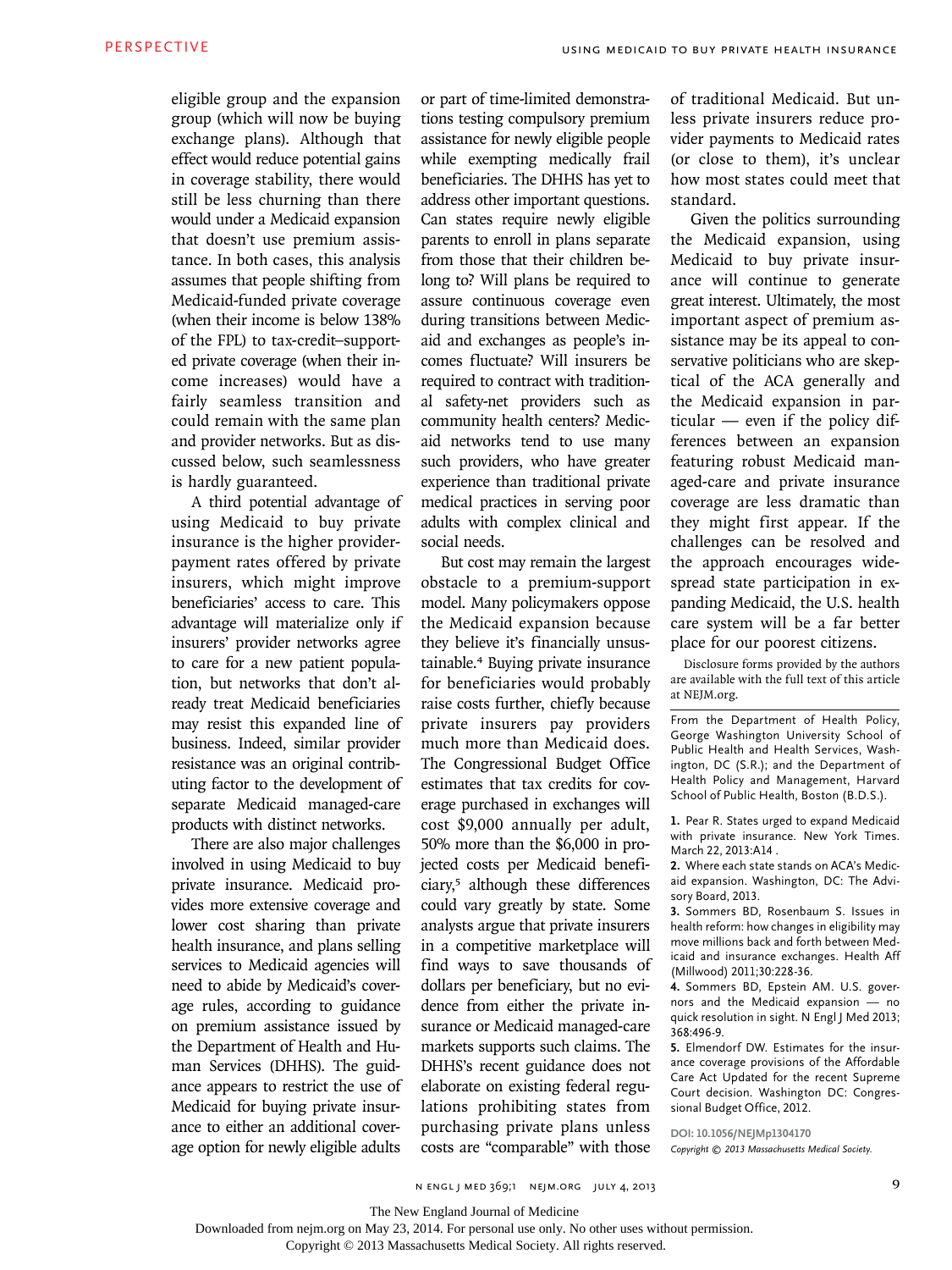eligible group and the expansion group (which will now be buying exchange plans). Although that effect would reduce potential gains in coverage stability, there would still be less churning than there would under a Medicaid expansion that doesn't use premium assistance. In both cases, this analysis assumes that people shifting from Medicaid-funded private coverage (when their income is below 138% of the FPL) to tax-credit–supported private coverage (when their income increases) would have a fairly seamless transition and could remain with the same plan and provider networks. But as discussed below, such seamlessness is hardly guaranteed.

A third potential advantage of using Medicaid to buy private insurance is the higher provider-payment rates offered by private insurers, which might improve beneficiaries' access to care. This advantage will materialize only if insurers' provider networks agree to care for a new patient population, but networks that don't already treat Medicaid beneficiaries may resist this expanded line of business. Indeed, similar provider resistance was an original contributing factor to the development of separate Medicaid managed-care products with distinct networks.

There are also major challenges involved in using Medicaid to buy private insurance. Medicaid provides more extensive coverage and lower cost sharing than private health insurance, and plans selling services to Medicaid agencies will need to abide by Medicaid's coverage rules, according to guidance on premium assistance issued by the Department of Health and Human Services (DHHS). The guidance appears to restrict the use of Medicaid for buying private insurance to either an additional coverage option for newly eligible adults or part of time-limited demonstrations testing compulsory premium assistance for newly eligible people while exempting medically frail beneficiaries. The DHHS has yet to address other important questions. Can states require newly eligible parents to enroll in plans separate from those that their children belong to? Will plans be required to assure continuous coverage even during transitions between Medicaid and exchanges as people's incomes fluctuate? Will insurers be required to contract with traditional safety-net providers such as community health centers? Medicaid networks tend to use many such providers, who have greater experience than traditional private medical practices in serving poor adults with complex clinical and social needs.

But cost may remain the largest obstacle to a premium-support model. Many policymakers oppose the Medicaid expansion because they believe it's financially unsustainable.[4] Buying private insurance for beneficiaries would probably raise costs further, chiefly because private insurers pay providers much more than Medicaid does. The Congressional Budget Office estimates that tax credits for coverage purchased in exchanges will cost $9,000 annually per adult, 50% more than the $6,000 in projected costs per Medicaid beneficiary,[5] although these differences could vary greatly by state. Some analysts argue that private insurers in a competitive marketplace will find ways to save thousands of dollars per beneficiary, but no evidence from either the private insurance or Medicaid managed-care markets supports such claims. The DHHS's recent guidance does not elaborate on existing federal regulations prohibiting states from purchasing private plans unless costs are "comparable" with those of traditional Medicaid. But unless private insurers reduce provider payments to Medicaid rates (or close to them), it's unclear how most states could meet that standard.

Given the politics surrounding the Medicaid expansion, using Medicaid to buy private insurance will continue to generate great interest. Ultimately, the most important aspect of premium assistance may be its appeal to conservative politicians who are skeptical of the ACA generally and the Medicaid expansion in particular — even if the policy differences between an expansion featuring robust Medicaid managed-care and private insurance coverage are less dramatic than they might first appear. If the challenges can be resolved and the approach encourages widespread state participation in expanding Medicaid, the U.S. health care system will be a far better place for our poorest citizens.

Disclosure forms provided by the authors are available with the full text of this article at NEJM.org.

From the Department of Health Policy, George Washington University School of Public Health and Health Services, Washington, DC (S.R.); and the Department of Health Policy and Management, Harvard School of Public Health, Boston (B.D.S.).

1. Pear R. States urged to expand Medicaid with private insurance. New York Times. March 22, 2013:A14.
2. Where each state stands on ACA's Medicaid expansion. Washington, DC: The Advisory Board, 2013.
3. Sommers BD, Rosenbaum S. Issues in health reform: how changes in eligibility may move millions back and forth between Medicaid and insurance exchanges. Health Aff (Millwood) 2011;30:228-36.
4. Sommers BD, Epstein AM. U.S. governors and the Medicaid expansion — no quick resolution in sight. N Engl J Med 2013; 368:496-9.
5. Elmendorf DW. Estimates for the insurance coverage provisions of the Affordable Care Act Updated for the recent Supreme Court decision. Washington DC: Congressional Budget Office, 2012.

DOI: 10.1056/NEJMp1304170

*Copyright © 2013 Massachusetts Medical Society.*